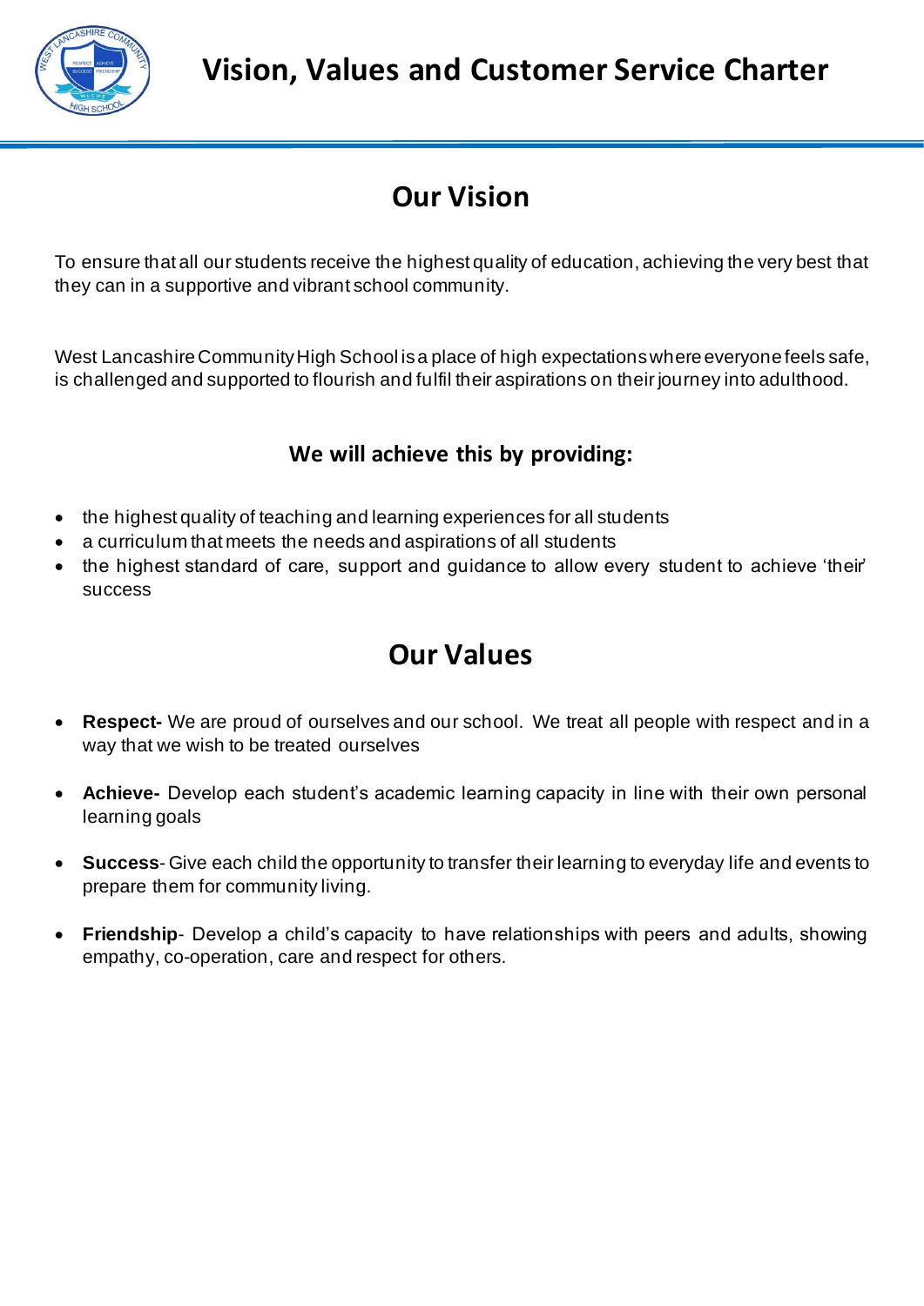# Vision, Values and Customer Service Charter

## Our Vision

To ensure that all our students receive the highest quality of education, achieving the very best that they can in a supportive and vibrant school community.

West Lancashire Community High School is a place of high expectations where everyone feels safe, is challenged and supported to flourish and fulfil their aspirations on their journey into adulthood.

### We will achieve this by providing:

- the highest quality of teaching and learning experiences for all students
- a curriculum that meets the needs and aspirations of all students
- the highest standard of care, support and guidance to allow every student to achieve 'their' success

## Our Values

- **Respect-** We are proud of ourselves and our school. We treat all people with respect and in a way that we wish to be treated ourselves

- **Achieve-** Develop each student's academic learning capacity in line with their own personal learning goals

- **Success**- Give each child the opportunity to transfer their learning to everyday life and events to prepare them for community living.

- **Friendship**- Develop a child's capacity to have relationships with peers and adults, showing empathy, co-operation, care and respect for others.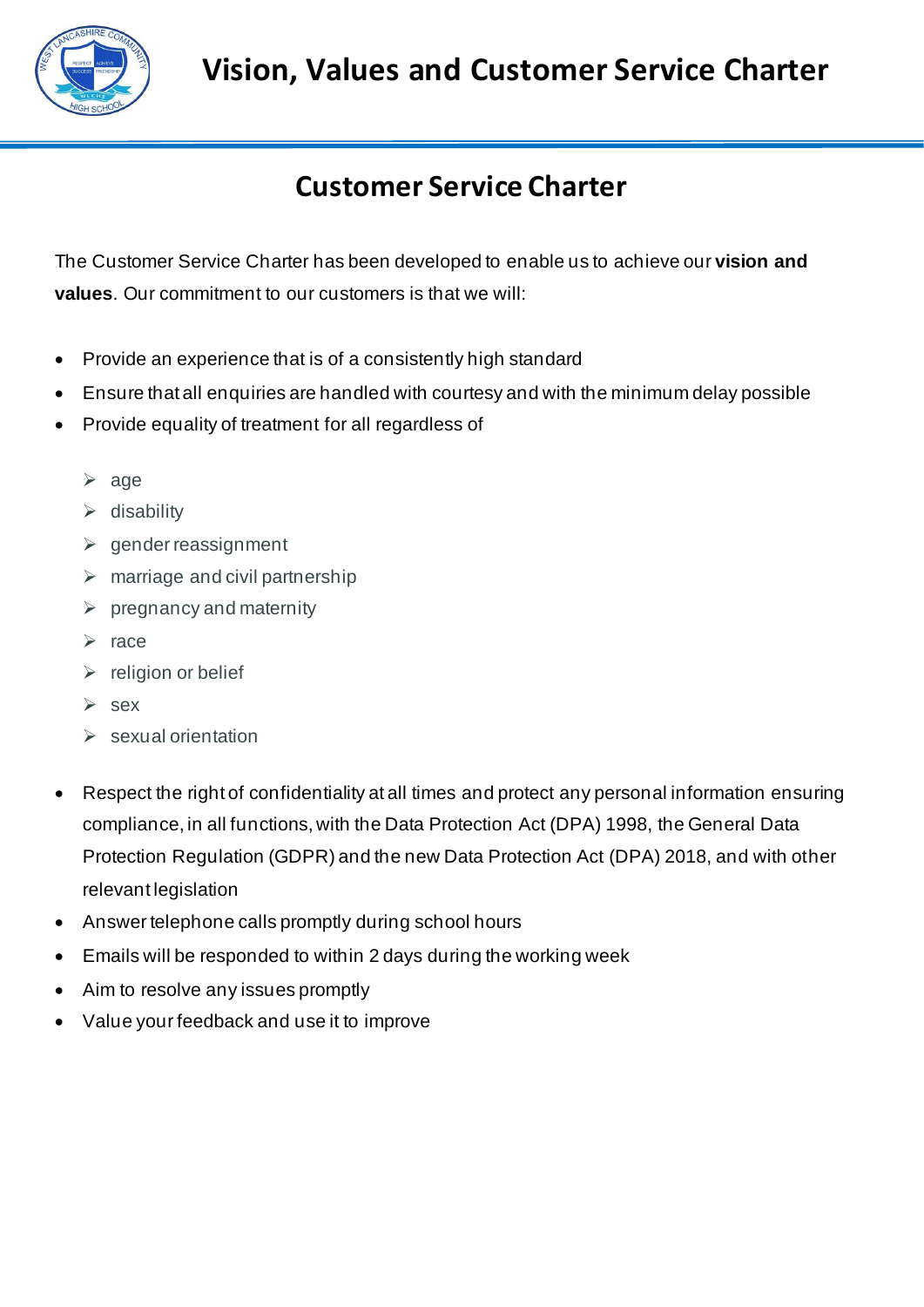## Customer Service Charter

The Customer Service Charter has been developed to enable us to achieve our **vision and values**. Our commitment to our customers is that we will:

- Provide an experience that is of a consistently high standard
- Ensure that all enquiries are handled with courtesy and with the minimum delay possible
- Provide equality of treatment for all regardless of
  - age
  - disability
  - gender reassignment
  - marriage and civil partnership
  - pregnancy and maternity
  - race
  - religion or belief
  - sex
  - sexual orientation
- Respect the right of confidentiality at all times and protect any personal information ensuring compliance, in all functions, with the Data Protection Act (DPA) 1998, the General Data Protection Regulation (GDPR) and the new Data Protection Act (DPA) 2018, and with other relevant legislation
- Answer telephone calls promptly during school hours
- Emails will be responded to within 2 days during the working week
- Aim to resolve any issues promptly
- Value your feedback and use it to improve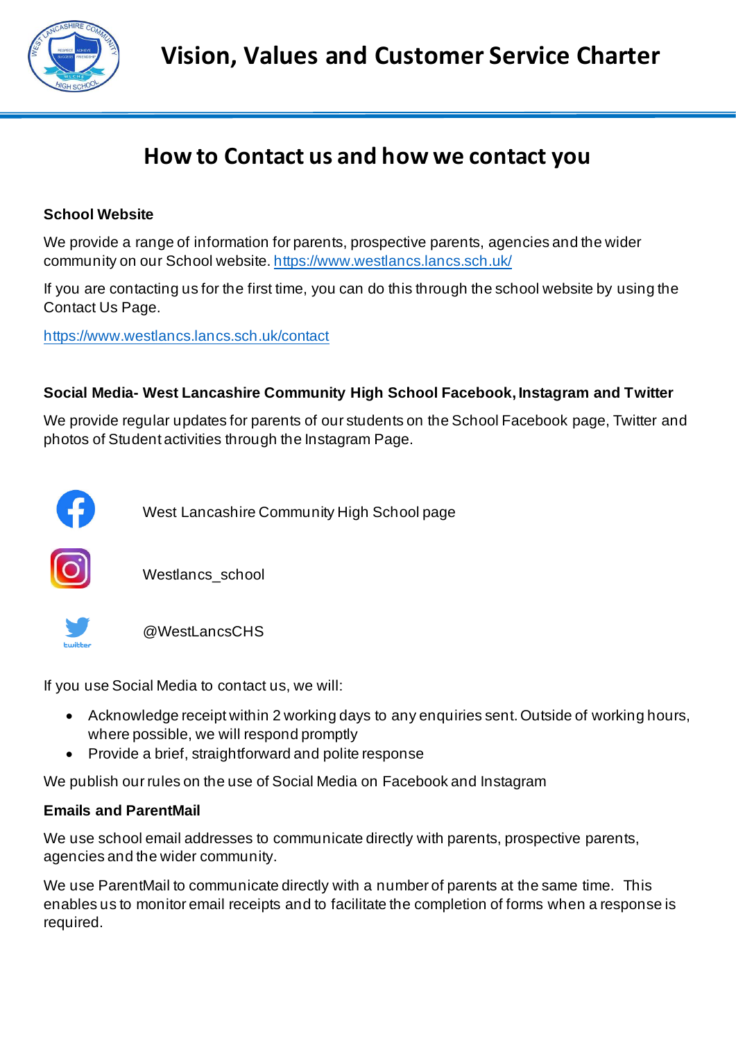# Vision, Values and Customer Service Charter

## How to Contact us and how we contact you

**School Website**

We provide a range of information for parents, prospective parents, agencies and the wider community on our School website. https://www.westlancs.lancs.sch.uk/

If you are contacting us for the first time, you can do this through the school website by using the Contact Us Page.

https://www.westlancs.lancs.sch.uk/contact

**Social Media- West Lancashire Community High School Facebook, Instagram and Twitter**

We provide regular updates for parents of our students on the School Facebook page, Twitter and photos of Student activities through the Instagram Page.

West Lancashire Community High School page

Westlancs_school

@WestLancsCHS

If you use Social Media to contact us, we will:

- Acknowledge receipt within 2 working days to any enquiries sent. Outside of working hours, where possible, we will respond promptly
- Provide a brief, straightforward and polite response

We publish our rules on the use of Social Media on Facebook and Instagram

**Emails and ParentMail**

We use school email addresses to communicate directly with parents, prospective parents, agencies and the wider community.

We use ParentMail to communicate directly with a number of parents at the same time. This enables us to monitor email receipts and to facilitate the completion of forms when a response is required.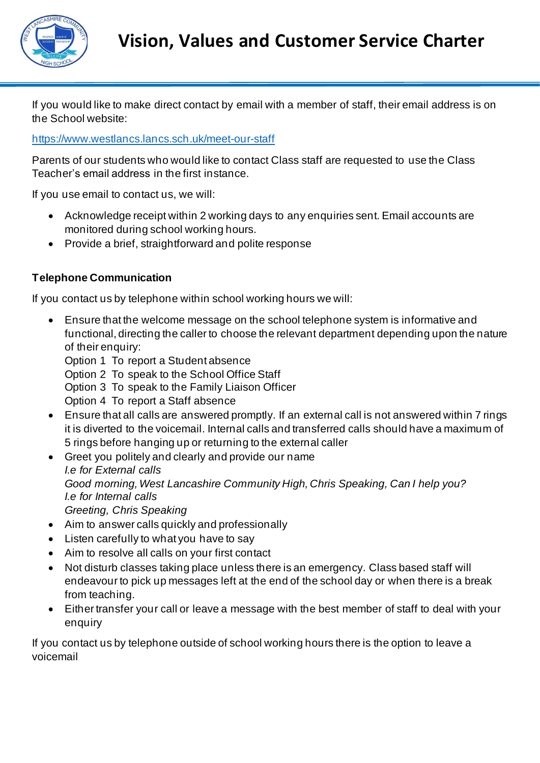If you would like to make direct contact by email with a member of staff, their email address is on the School website:

https://www.westlancs.lancs.sch.uk/meet-our-staff

Parents of our students who would like to contact Class staff are requested to use the Class Teacher's email address in the first instance.

If you use email to contact us, we will:

- Acknowledge receipt within 2 working days to any enquiries sent. Email accounts are monitored during school working hours.
- Provide a brief, straightforward and polite response

**Telephone Communication**

If you contact us by telephone within school working hours we will:

- Ensure that the welcome message on the school telephone system is informative and functional, directing the caller to choose the relevant department depending upon the nature of their enquiry:
  Option 1 To report a Student absence
  Option 2 To speak to the School Office Staff
  Option 3 To speak to the Family Liaison Officer
  Option 4 To report a Staff absence
- Ensure that all calls are answered promptly. If an external call is not answered within 7 rings it is diverted to the voicemail. Internal calls and transferred calls should have a maximum of 5 rings before hanging up or returning to the external caller
- Greet you politely and clearly and provide our name
  *I.e for External calls*
  *Good morning, West Lancashire Community High, Chris Speaking, Can I help you?*
  *I.e for Internal calls*
  *Greeting, Chris Speaking*
- Aim to answer calls quickly and professionally
- Listen carefully to what you have to say
- Aim to resolve all calls on your first contact
- Not disturb classes taking place unless there is an emergency. Class based staff will endeavour to pick up messages left at the end of the school day or when there is a break from teaching.
- Either transfer your call or leave a message with the best member of staff to deal with your enquiry

If you contact us by telephone outside of school working hours there is the option to leave a voicemail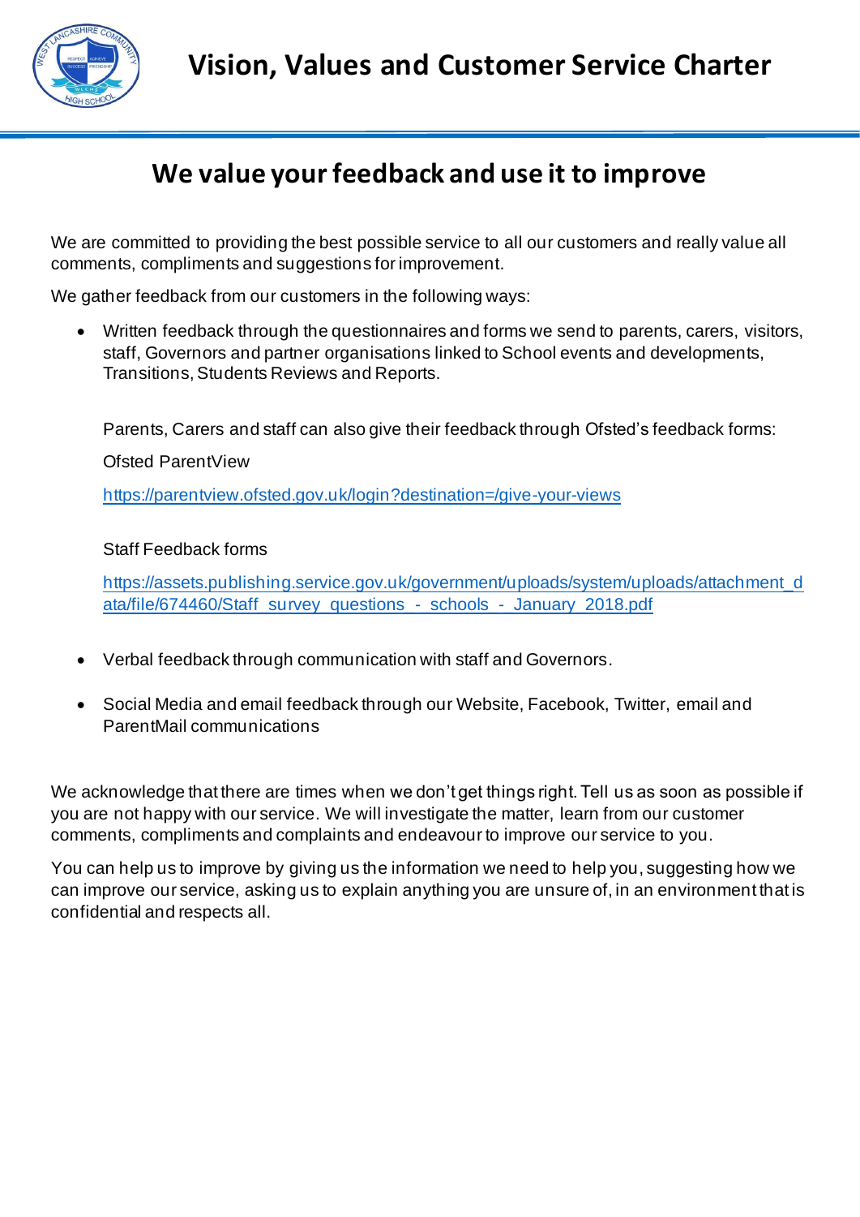# Vision, Values and Customer Service Charter

## We value your feedback and use it to improve

We are committed to providing the best possible service to all our customers and really value all comments, compliments and suggestions for improvement.

We gather feedback from our customers in the following ways:

- Written feedback through the questionnaires and forms we send to parents, carers, visitors, staff, Governors and partner organisations linked to School events and developments, Transitions, Students Reviews and Reports.

  Parents, Carers and staff can also give their feedback through Ofsted's feedback forms:

  Ofsted ParentView

  https://parentview.ofsted.gov.uk/login?destination=/give-your-views

  Staff Feedback forms

  https://assets.publishing.service.gov.uk/government/uploads/system/uploads/attachment_data/file/674460/Staff_survey_questions_-_schools_-_January_2018.pdf

- Verbal feedback through communication with staff and Governors.

- Social Media and email feedback through our Website, Facebook, Twitter, email and ParentMail communications

We acknowledge that there are times when we don't get things right. Tell us as soon as possible if you are not happy with our service. We will investigate the matter, learn from our customer comments, compliments and complaints and endeavour to improve our service to you.

You can help us to improve by giving us the information we need to help you, suggesting how we can improve our service, asking us to explain anything you are unsure of, in an environment that is confidential and respects all.